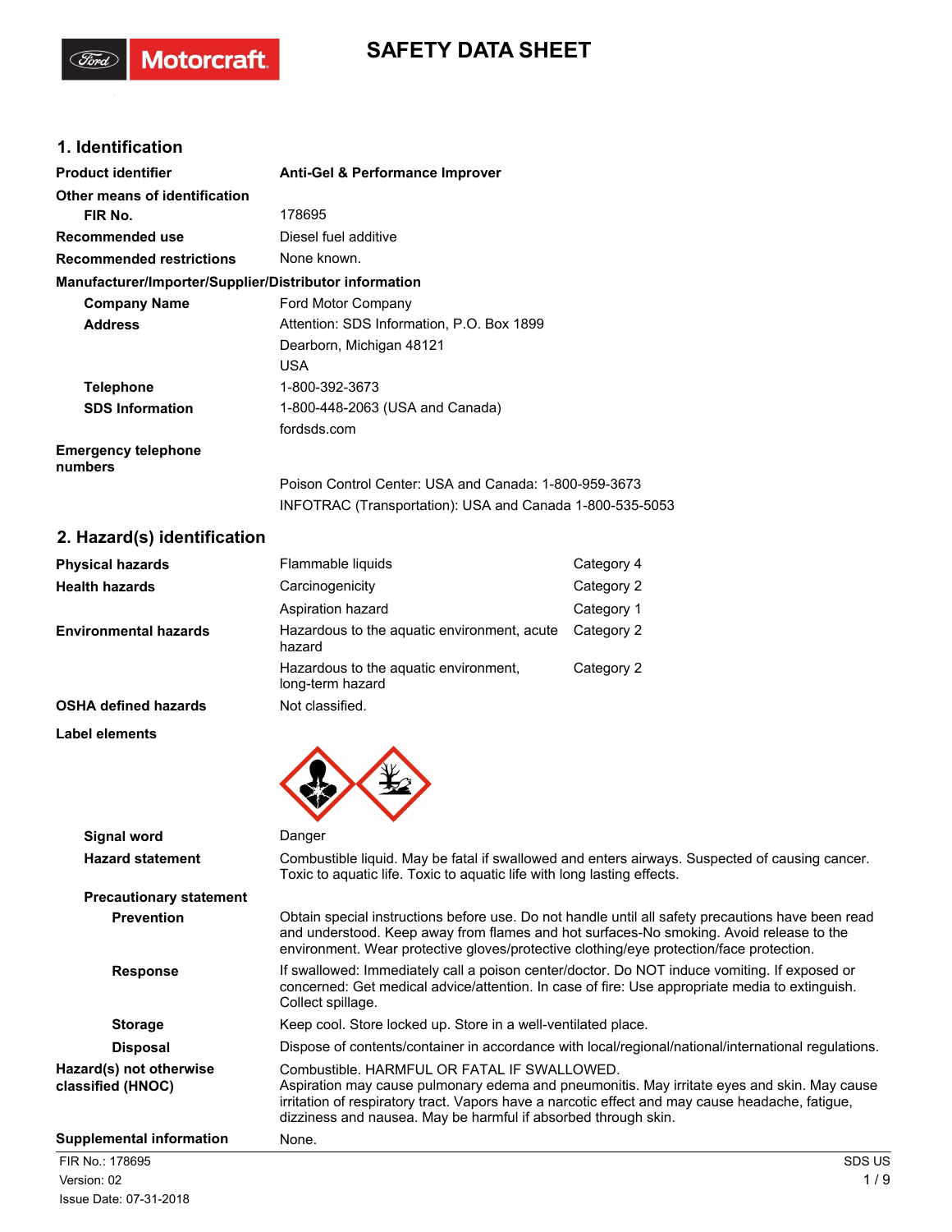# SAFETY DATA SHEET

## 1. Identification

| | |
|---|---|
| **Product identifier** | **Anti-Gel & Performance Improver** |
| **Other means of identification** | |
| **FIR No.** | 178695 |
| **Recommended use** | Diesel fuel additive |
| **Recommended restrictions** | None known. |

**Manufacturer/Importer/Supplier/Distributor information**

| | |
|---|---|
| **Company Name** | Ford Motor Company |
| **Address** | Attention: SDS Information, P.O. Box 1899<br>Dearborn, Michigan 48121<br>USA |
| **Telephone** | 1-800-392-3673 |
| **SDS Information** | 1-800-448-2063 (USA and Canada)<br>fordsds.com |
| **Emergency telephone numbers** | Poison Control Center: USA and Canada: 1-800-959-3673<br>INFOTRAC (Transportation): USA and Canada 1-800-535-5053 |

## 2. Hazard(s) identification

| | | |
|---|---|---|
| **Physical hazards** | Flammable liquids | Category 4 |
| **Health hazards** | Carcinogenicity | Category 2 |
| | Aspiration hazard | Category 1 |
| **Environmental hazards** | Hazardous to the aquatic environment, acute hazard | Category 2 |
| | Hazardous to the aquatic environment, long-term hazard | Category 2 |
| **OSHA defined hazards** | Not classified. | |

**Label elements**

| | |
|---|---|
| **Signal word** | Danger |
| **Hazard statement** | Combustible liquid. May be fatal if swallowed and enters airways. Suspected of causing cancer. Toxic to aquatic life. Toxic to aquatic life with long lasting effects. |
| **Precautionary statement** | |
| **Prevention** | Obtain special instructions before use. Do not handle until all safety precautions have been read and understood. Keep away from flames and hot surfaces-No smoking. Avoid release to the environment. Wear protective gloves/protective clothing/eye protection/face protection. |
| **Response** | If swallowed: Immediately call a poison center/doctor. Do NOT induce vomiting. If exposed or concerned: Get medical advice/attention. In case of fire: Use appropriate media to extinguish. Collect spillage. |
| **Storage** | Keep cool. Store locked up. Store in a well-ventilated place. |
| **Disposal** | Dispose of contents/container in accordance with local/regional/national/international regulations. |
| **Hazard(s) not otherwise classified (HNOC)** | Combustible. HARMFUL OR FATAL IF SWALLOWED.<br>Aspiration may cause pulmonary edema and pneumonitis. May irritate eyes and skin. May cause irritation of respiratory tract. Vapors have a narcotic effect and may cause headache, fatigue, dizziness and nausea. May be harmful if absorbed through skin. |
| **Supplemental information** | None. |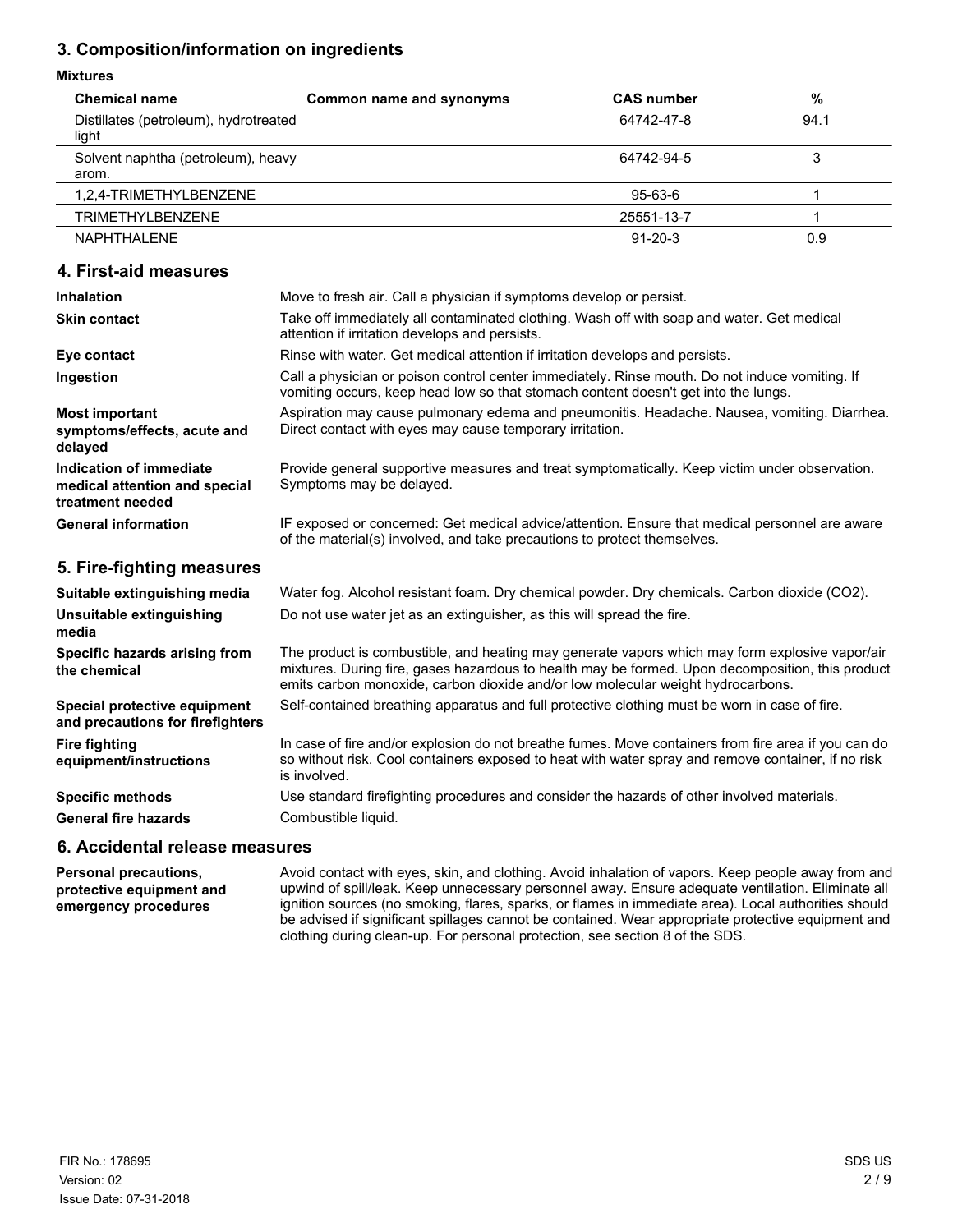## 3. Composition/information on ingredients

**Mixtures**

| Chemical name | Common name and synonyms | CAS number | % |
|---|---|---|---|
| Distillates (petroleum), hydrotreated light | | 64742-47-8 | 94.1 |
| Solvent naphtha (petroleum), heavy arom. | | 64742-94-5 | 3 |
| 1,2,4-TRIMETHYLBENZENE | | 95-63-6 | 1 |
| TRIMETHYLBENZENE | | 25551-13-7 | 1 |
| NAPHTHALENE | | 91-20-3 | 0.9 |

## 4. First-aid measures

**Inhalation**
Move to fresh air. Call a physician if symptoms develop or persist.

**Skin contact**
Take off immediately all contaminated clothing. Wash off with soap and water. Get medical attention if irritation develops and persists.

**Eye contact**
Rinse with water. Get medical attention if irritation develops and persists.

**Ingestion**
Call a physician or poison control center immediately. Rinse mouth. Do not induce vomiting. If vomiting occurs, keep head low so that stomach content doesn't get into the lungs.

**Most important symptoms/effects, acute and delayed**
Aspiration may cause pulmonary edema and pneumonitis. Headache. Nausea, vomiting. Diarrhea. Direct contact with eyes may cause temporary irritation.

**Indication of immediate medical attention and special treatment needed**
Provide general supportive measures and treat symptomatically. Keep victim under observation. Symptoms may be delayed.

**General information**
IF exposed or concerned: Get medical advice/attention. Ensure that medical personnel are aware of the material(s) involved, and take precautions to protect themselves.

## 5. Fire-fighting measures

**Suitable extinguishing media**
Water fog. Alcohol resistant foam. Dry chemical powder. Dry chemicals. Carbon dioxide ($CO_2$).

**Unsuitable extinguishing media**
Do not use water jet as an extinguisher, as this will spread the fire.

**Specific hazards arising from the chemical**
The product is combustible, and heating may generate vapors which may form explosive vapor/air mixtures. During fire, gases hazardous to health may be formed. Upon decomposition, this product emits carbon monoxide, carbon dioxide and/or low molecular weight hydrocarbons.

**Special protective equipment and precautions for firefighters**
Self-contained breathing apparatus and full protective clothing must be worn in case of fire.

**Fire fighting equipment/instructions**
In case of fire and/or explosion do not breathe fumes. Move containers from fire area if you can do so without risk. Cool containers exposed to heat with water spray and remove container, if no risk is involved.

**Specific methods**
Use standard firefighting procedures and consider the hazards of other involved materials.

**General fire hazards**
Combustible liquid.

## 6. Accidental release measures

**Personal precautions, protective equipment and emergency procedures**
Avoid contact with eyes, skin, and clothing. Avoid inhalation of vapors. Keep people away from and upwind of spill/leak. Keep unnecessary personnel away. Ensure adequate ventilation. Eliminate all ignition sources (no smoking, flares, sparks, or flames in immediate area). Local authorities should be advised if significant spillages cannot be contained. Wear appropriate protective equipment and clothing during clean-up. For personal protection, see section 8 of the SDS.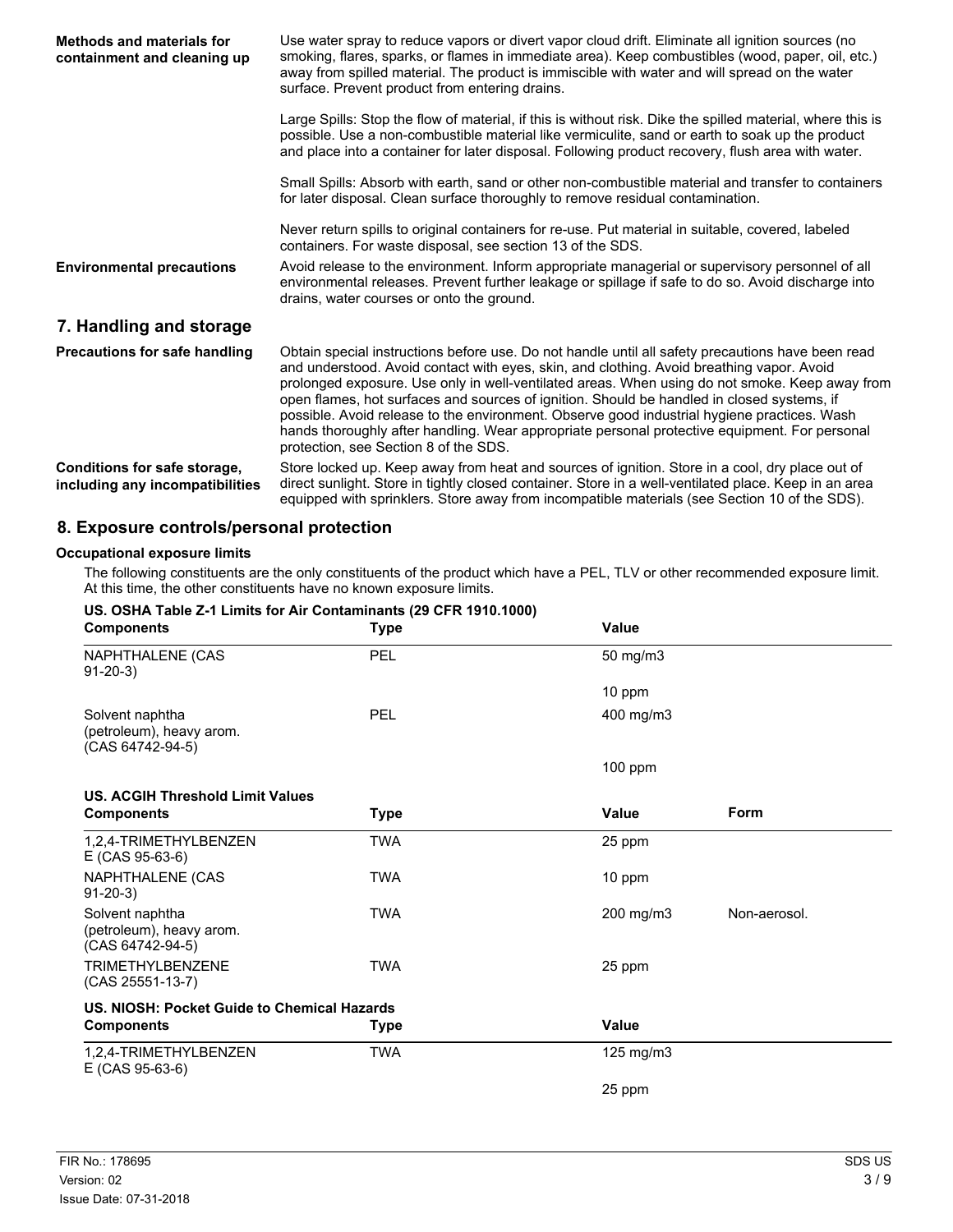**Methods and materials for containment and cleaning up**

Use water spray to reduce vapors or divert vapor cloud drift. Eliminate all ignition sources (no smoking, flares, sparks, or flames in immediate area). Keep combustibles (wood, paper, oil, etc.) away from spilled material. The product is immiscible with water and will spread on the water surface. Prevent product from entering drains.

Large Spills: Stop the flow of material, if this is without risk. Dike the spilled material, where this is possible. Use a non-combustible material like vermiculite, sand or earth to soak up the product and place into a container for later disposal. Following product recovery, flush area with water.

Small Spills: Absorb with earth, sand or other non-combustible material and transfer to containers for later disposal. Clean surface thoroughly to remove residual contamination.

Never return spills to original containers for re-use. Put material in suitable, covered, labeled containers. For waste disposal, see section 13 of the SDS.

**Environmental precautions**

Avoid release to the environment. Inform appropriate managerial or supervisory personnel of all environmental releases. Prevent further leakage or spillage if safe to do so. Avoid discharge into drains, water courses or onto the ground.

## 7. Handling and storage

**Precautions for safe handling**

Obtain special instructions before use. Do not handle until all safety precautions have been read and understood. Avoid contact with eyes, skin, and clothing. Avoid breathing vapor. Avoid prolonged exposure. Use only in well-ventilated areas. When using do not smoke. Keep away from open flames, hot surfaces and sources of ignition. Should be handled in closed systems, if possible. Avoid release to the environment. Observe good industrial hygiene practices. Wash hands thoroughly after handling. Wear appropriate personal protective equipment. For personal protection, see Section 8 of the SDS.

**Conditions for safe storage, including any incompatibilities**

Store locked up. Keep away from heat and sources of ignition. Store in a cool, dry place out of direct sunlight. Store in tightly closed container. Store in a well-ventilated place. Keep in an area equipped with sprinklers. Store away from incompatible materials (see Section 10 of the SDS).

## 8. Exposure controls/personal protection

### Occupational exposure limits

The following constituents are the only constituents of the product which have a PEL, TLV or other recommended exposure limit. At this time, the other constituents have no known exposure limits.

**US. OSHA Table Z-1 Limits for Air Contaminants (29 CFR 1910.1000)**

| Components | Type | Value |
|---|---|---|
| NAPHTHALENE (CAS 91-20-3) | PEL | 50 mg/m3 |
| | | 10 ppm |
| Solvent naphtha (petroleum), heavy arom. (CAS 64742-94-5) | PEL | 400 mg/m3 |
| | | 100 ppm |

**US. ACGIH Threshold Limit Values**

| Components | Type | Value | Form |
|---|---|---|---|
| 1,2,4-TRIMETHYLBENZENE (CAS 95-63-6) | TWA | 25 ppm | |
| NAPHTHALENE (CAS 91-20-3) | TWA | 10 ppm | |
| Solvent naphtha (petroleum), heavy arom. (CAS 64742-94-5) | TWA | 200 mg/m3 | Non-aerosol. |
| TRIMETHYLBENZENE (CAS 25551-13-7) | TWA | 25 ppm | |

**US. NIOSH: Pocket Guide to Chemical Hazards**

| Components | Type | Value |
|---|---|---|
| 1,2,4-TRIMETHYLBENZENE (CAS 95-63-6) | TWA | 125 mg/m3 |
| | | 25 ppm |

FIR No.: 178695
Version: 02
Issue Date: 07-31-2018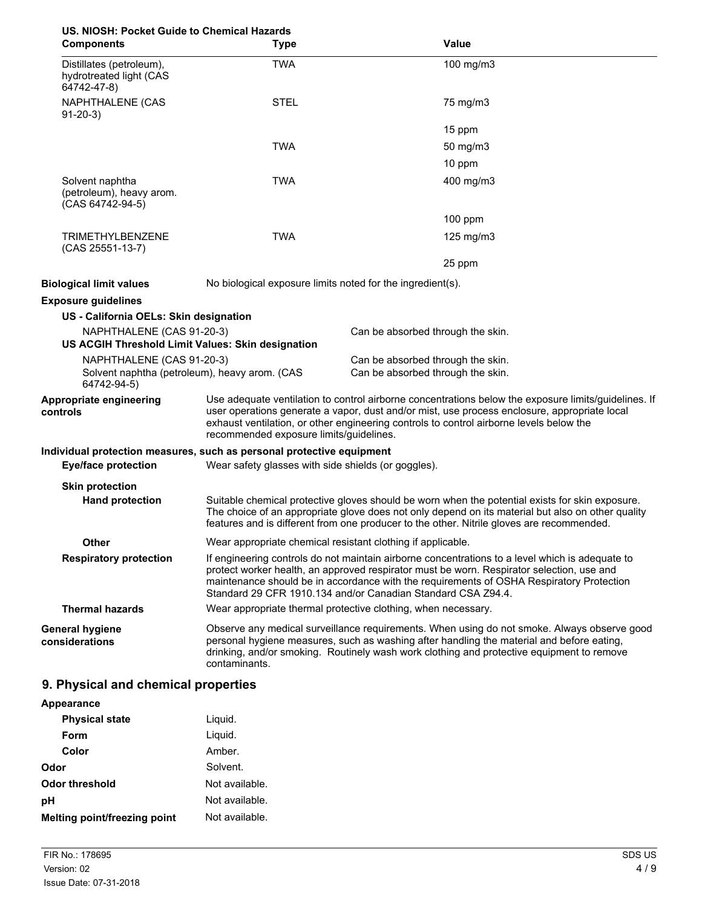**US. NIOSH: Pocket Guide to Chemical Hazards**

| Components | Type | Value |
|---|---|---|
| Distillates (petroleum), hydrotreated light (CAS 64742-47-8) | TWA | 100 mg/m3 |
| NAPHTHALENE (CAS 91-20-3) | STEL | 75 mg/m3 |
| | | 15 ppm |
| | TWA | 50 mg/m3 |
| | | 10 ppm |
| Solvent naphtha (petroleum), heavy arom. (CAS 64742-94-5) | TWA | 400 mg/m3 |
| | | 100 ppm |
| TRIMETHYLBENZENE (CAS 25551-13-7) | TWA | 125 mg/m3 |
| | | 25 ppm |

**Biological limit values** No biological exposure limits noted for the ingredient(s).

**Exposure guidelines**

**US - California OELs: Skin designation**

| | |
|---|---|
| NAPHTHALENE (CAS 91-20-3) | Can be absorbed through the skin. |

**US ACGIH Threshold Limit Values: Skin designation**

| | |
|---|---|
| NAPHTHALENE (CAS 91-20-3) | Can be absorbed through the skin. |
| Solvent naphtha (petroleum), heavy arom. (CAS 64742-94-5) | Can be absorbed through the skin. |

**Appropriate engineering controls** Use adequate ventilation to control airborne concentrations below the exposure limits/guidelines. If user operations generate a vapor, dust and/or mist, use process enclosure, appropriate local exhaust ventilation, or other engineering controls to control airborne levels below the recommended exposure limits/guidelines.

**Individual protection measures, such as personal protective equipment**

**Eye/face protection** Wear safety glasses with side shields (or goggles).

**Skin protection**

**Hand protection** Suitable chemical protective gloves should be worn when the potential exists for skin exposure. The choice of an appropriate glove does not only depend on its material but also on other quality features and is different from one producer to the other. Nitrile gloves are recommended.

**Other** Wear appropriate chemical resistant clothing if applicable.

**Respiratory protection** If engineering controls do not maintain airborne concentrations to a level which is adequate to protect worker health, an approved respirator must be worn. Respirator selection, use and maintenance should be in accordance with the requirements of OSHA Respiratory Protection Standard 29 CFR 1910.134 and/or Canadian Standard CSA Z94.4.

**Thermal hazards** Wear appropriate thermal protective clothing, when necessary.

**General hygiene considerations** Observe any medical surveillance requirements. When using do not smoke. Always observe good personal hygiene measures, such as washing after handling the material and before eating, drinking, and/or smoking. Routinely wash work clothing and protective equipment to remove contaminants.

## 9. Physical and chemical properties

**Appearance**

| | |
|---|---|
| **Physical state** | Liquid. |
| **Form** | Liquid. |
| **Color** | Amber. |
| **Odor** | Solvent. |
| **Odor threshold** | Not available. |
| **pH** | Not available. |
| **Melting point/freezing point** | Not available. |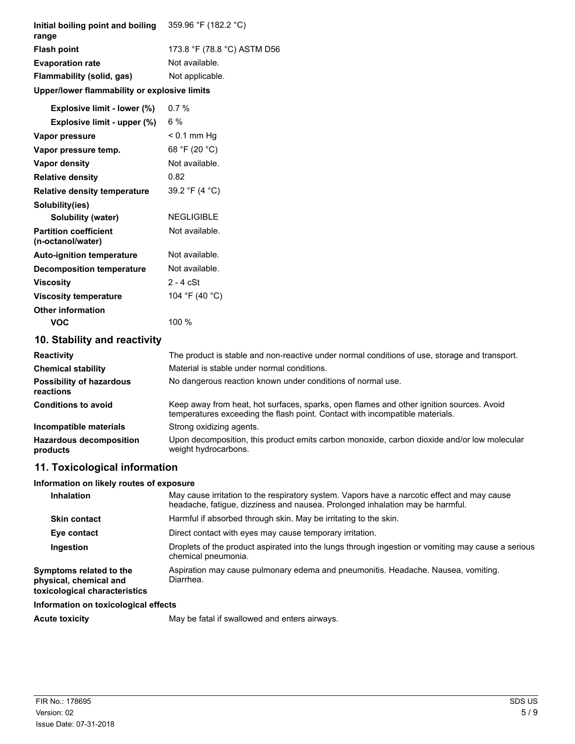| | |
|---|---|
| **Initial boiling point and boiling range** | 359.96 °F (182.2 °C) |
| **Flash point** | 173.8 °F (78.8 °C) ASTM D56 |
| **Evaporation rate** | Not available. |
| **Flammability (solid, gas)** | Not applicable. |
| **Upper/lower flammability or explosive limits** | |
| **Explosive limit - lower (%)** | 0.7 % |
| **Explosive limit - upper (%)** | 6 % |
| **Vapor pressure** | < 0.1 mm Hg |
| **Vapor pressure temp.** | 68 °F (20 °C) |
| **Vapor density** | Not available. |
| **Relative density** | 0.82 |
| **Relative density temperature** | 39.2 °F (4 °C) |
| **Solubility(ies)** | |
| **Solubility (water)** | NEGLIGIBLE |
| **Partition coefficient (n-octanol/water)** | Not available. |
| **Auto-ignition temperature** | Not available. |
| **Decomposition temperature** | Not available. |
| **Viscosity** | 2 - 4 cSt |
| **Viscosity temperature** | 104 °F (40 °C) |
| **Other information** | |
| **VOC** | 100 % |

## 10. Stability and reactivity

| | |
|---|---|
| **Reactivity** | The product is stable and non-reactive under normal conditions of use, storage and transport. |
| **Chemical stability** | Material is stable under normal conditions. |
| **Possibility of hazardous reactions** | No dangerous reaction known under conditions of normal use. |
| **Conditions to avoid** | Keep away from heat, hot surfaces, sparks, open flames and other ignition sources. Avoid temperatures exceeding the flash point. Contact with incompatible materials. |
| **Incompatible materials** | Strong oxidizing agents. |
| **Hazardous decomposition products** | Upon decomposition, this product emits carbon monoxide, carbon dioxide and/or low molecular weight hydrocarbons. |

## 11. Toxicological information

**Information on likely routes of exposure**

| | |
|---|---|
| **Inhalation** | May cause irritation to the respiratory system. Vapors have a narcotic effect and may cause headache, fatigue, dizziness and nausea. Prolonged inhalation may be harmful. |
| **Skin contact** | Harmful if absorbed through skin. May be irritating to the skin. |
| **Eye contact** | Direct contact with eyes may cause temporary irritation. |
| **Ingestion** | Droplets of the product aspirated into the lungs through ingestion or vomiting may cause a serious chemical pneumonia. |
| **Symptoms related to the physical, chemical and toxicological characteristics** | Aspiration may cause pulmonary edema and pneumonitis. Headache. Nausea, vomiting. Diarrhea. |

**Information on toxicological effects**

| | |
|---|---|
| **Acute toxicity** | May be fatal if swallowed and enters airways. |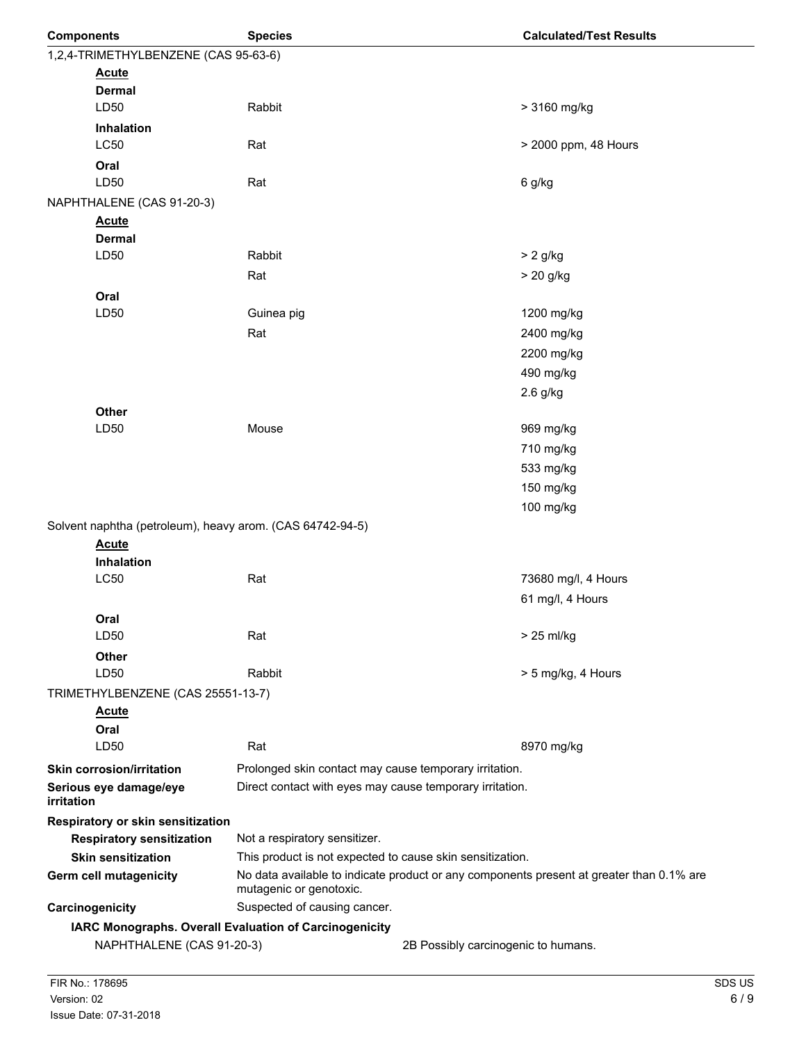| Components | Species | Calculated/Test Results |
|---|---|---|
| 1,2,4-TRIMETHYLBENZENE (CAS 95-63-6) | | |
| **Acute** | | |
| **Dermal** | | |
| LD50 | Rabbit | > 3160 mg/kg |
| **Inhalation** | | |
| LC50 | Rat | > 2000 ppm, 48 Hours |
| **Oral** | | |
| LD50 | Rat | 6 g/kg |
| NAPHTHALENE (CAS 91-20-3) | | |
| **Acute** | | |
| **Dermal** | | |
| LD50 | Rabbit | > 2 g/kg |
| | Rat | > 20 g/kg |
| **Oral** | | |
| LD50 | Guinea pig | 1200 mg/kg |
| | Rat | 2400 mg/kg |
| | | 2200 mg/kg |
| | | 490 mg/kg |
| | | 2.6 g/kg |
| **Other** | | |
| LD50 | Mouse | 969 mg/kg |
| | | 710 mg/kg |
| | | 533 mg/kg |
| | | 150 mg/kg |
| | | 100 mg/kg |
| Solvent naphtha (petroleum), heavy arom. (CAS 64742-94-5) | | |
| **Acute** | | |
| **Inhalation** | | |
| LC50 | Rat | 73680 mg/l, 4 Hours |
| | | 61 mg/l, 4 Hours |
| **Oral** | | |
| LD50 | Rat | > 25 ml/kg |
| **Other** | | |
| LD50 | Rabbit | > 5 mg/kg, 4 Hours |
| TRIMETHYLBENZENE (CAS 25551-13-7) | | |
| **Acute** | | |
| **Oral** | | |
| LD50 | Rat | 8970 mg/kg |

**Skin corrosion/irritation** Prolonged skin contact may cause temporary irritation.

**Serious eye damage/eye irritation** Direct contact with eyes may cause temporary irritation.

**Respiratory or skin sensitization**

**Respiratory sensitization** Not a respiratory sensitizer.

**Skin sensitization** This product is not expected to cause skin sensitization.

**Germ cell mutagenicity** No data available to indicate product or any components present at greater than 0.1% are mutagenic or genotoxic.

**Carcinogenicity** Suspected of causing cancer.

**IARC Monographs. Overall Evaluation of Carcinogenicity**

NAPHTHALENE (CAS 91-20-3) 2B Possibly carcinogenic to humans.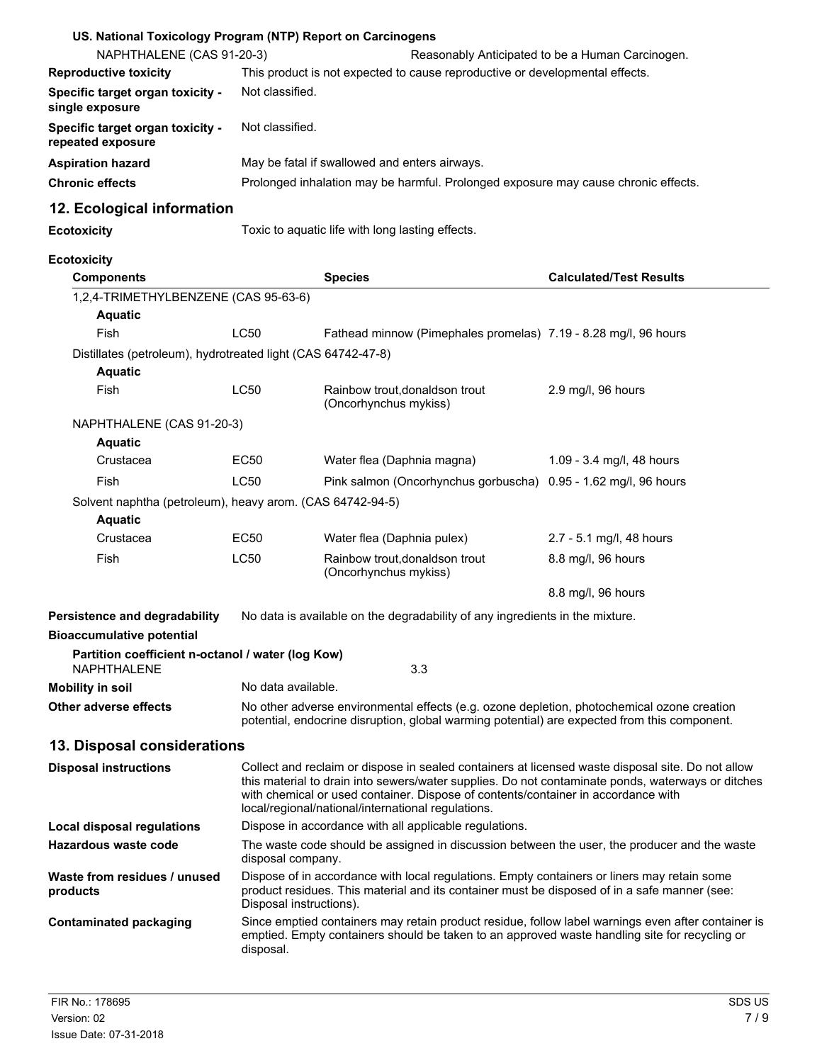**US. National Toxicology Program (NTP) Report on Carcinogens**

NAPHTHALENE (CAS 91-20-3) Reasonably Anticipated to be a Human Carcinogen.

**Reproductive toxicity** This product is not expected to cause reproductive or developmental effects.

**Specific target organ toxicity - single exposure** Not classified.

**Specific target organ toxicity - repeated exposure** Not classified.

**Aspiration hazard** May be fatal if swallowed and enters airways.

**Chronic effects** Prolonged inhalation may be harmful. Prolonged exposure may cause chronic effects.

## 12. Ecological information

**Ecotoxicity** Toxic to aquatic life with long lasting effects.

**Ecotoxicity**

| Components | | Species | Calculated/Test Results |
|---|---|---|---|
| 1,2,4-TRIMETHYLBENZENE (CAS 95-63-6) | | | |
| **Aquatic** | | | |
| Fish | LC50 | Fathead minnow (Pimephales promelas) | 7.19 - 8.28 mg/l, 96 hours |
| Distillates (petroleum), hydrotreated light (CAS 64742-47-8) | | | |
| **Aquatic** | | | |
| Fish | LC50 | Rainbow trout,donaldson trout (Oncorhynchus mykiss) | 2.9 mg/l, 96 hours |
| NAPHTHALENE (CAS 91-20-3) | | | |
| **Aquatic** | | | |
| Crustacea | EC50 | Water flea (Daphnia magna) | 1.09 - 3.4 mg/l, 48 hours |
| Fish | LC50 | Pink salmon (Oncorhynchus gorbuscha) | 0.95 - 1.62 mg/l, 96 hours |
| Solvent naphtha (petroleum), heavy arom. (CAS 64742-94-5) | | | |
| **Aquatic** | | | |
| Crustacea | EC50 | Water flea (Daphnia pulex) | 2.7 - 5.1 mg/l, 48 hours |
| Fish | LC50 | Rainbow trout,donaldson trout (Oncorhynchus mykiss) | 8.8 mg/l, 96 hours |
| | | | 8.8 mg/l, 96 hours |

**Persistence and degradability** No data is available on the degradability of any ingredients in the mixture.

**Bioaccumulative potential**

**Partition coefficient n-octanol / water (log Kow)**

NAPHTHALENE 3.3

**Mobility in soil** No data available.

**Other adverse effects** No other adverse environmental effects (e.g. ozone depletion, photochemical ozone creation potential, endocrine disruption, global warming potential) are expected from this component.

## 13. Disposal considerations

**Disposal instructions** Collect and reclaim or dispose in sealed containers at licensed waste disposal site. Do not allow this material to drain into sewers/water supplies. Do not contaminate ponds, waterways or ditches with chemical or used container. Dispose of contents/container in accordance with local/regional/national/international regulations.

**Local disposal regulations** Dispose in accordance with all applicable regulations.

**Hazardous waste code** The waste code should be assigned in discussion between the user, the producer and the waste disposal company.

**Waste from residues / unused products** Dispose of in accordance with local regulations. Empty containers or liners may retain some product residues. This material and its container must be disposed of in a safe manner (see: Disposal instructions).

**Contaminated packaging** Since emptied containers may retain product residue, follow label warnings even after container is emptied. Empty containers should be taken to an approved waste handling site for recycling or disposal.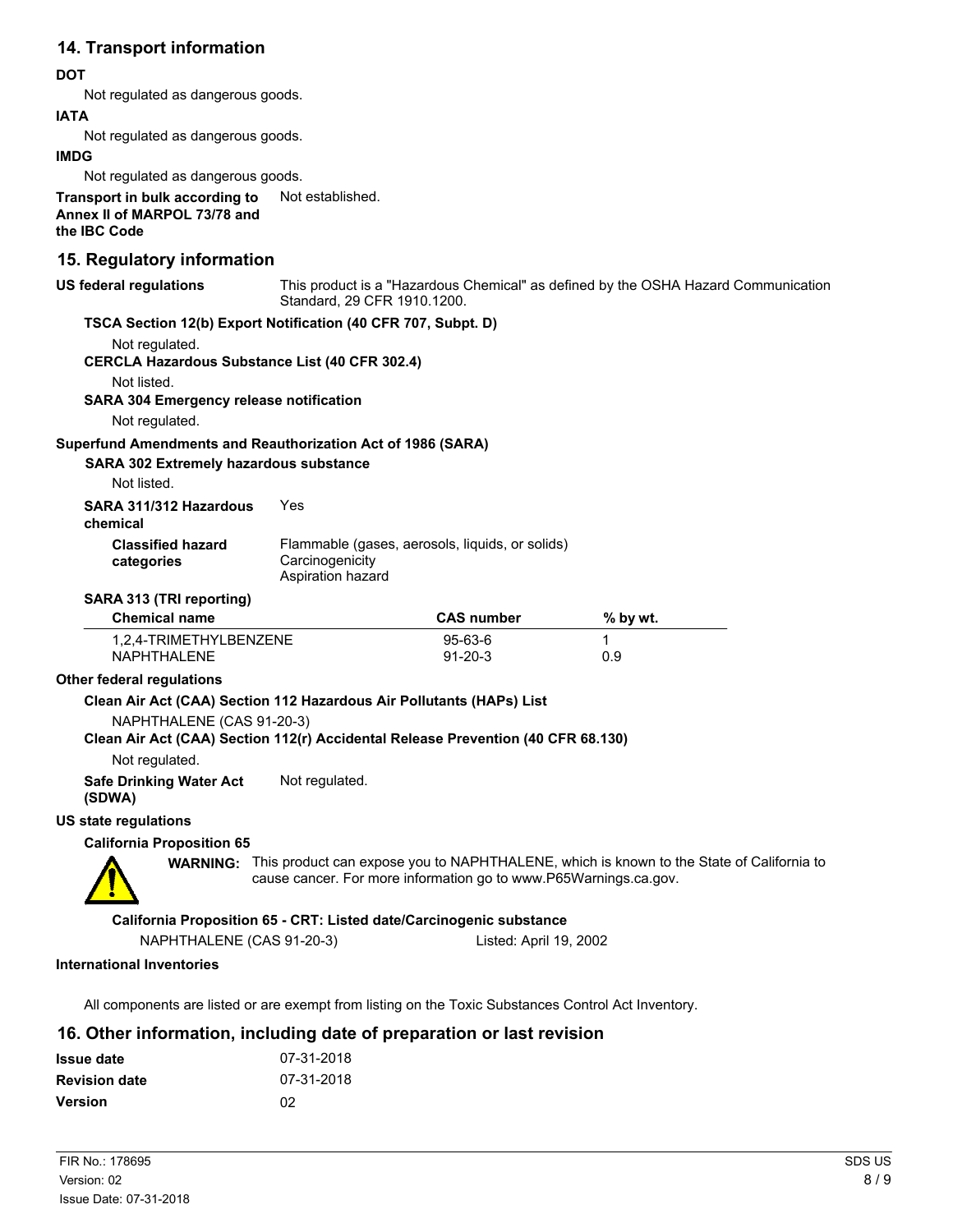## 14. Transport information

**DOT**

Not regulated as dangerous goods.

**IATA**

Not regulated as dangerous goods.

**IMDG**

Not regulated as dangerous goods.

**Transport in bulk according to Annex II of MARPOL 73/78 and the IBC Code** Not established.

## 15. Regulatory information

**US federal regulations** This product is a "Hazardous Chemical" as defined by the OSHA Hazard Communication Standard, 29 CFR 1910.1200.

**TSCA Section 12(b) Export Notification (40 CFR 707, Subpt. D)**

Not regulated.

**CERCLA Hazardous Substance List (40 CFR 302.4)**

Not listed.

**SARA 304 Emergency release notification**

Not regulated.

**Superfund Amendments and Reauthorization Act of 1986 (SARA)**

**SARA 302 Extremely hazardous substance**

Not listed.

**SARA 311/312 Hazardous chemical** Yes

**Classified hazard categories** Flammable (gases, aerosols, liquids, or solids)
Carcinogenicity
Aspiration hazard

**SARA 313 (TRI reporting)**

| Chemical name | CAS number | % by wt. |
|---|---|---|
| 1,2,4-TRIMETHYLBENZENE | 95-63-6 | 1 |
| NAPHTHALENE | 91-20-3 | 0.9 |

**Other federal regulations**

**Clean Air Act (CAA) Section 112 Hazardous Air Pollutants (HAPs) List**

NAPHTHALENE (CAS 91-20-3)

**Clean Air Act (CAA) Section 112(r) Accidental Release Prevention (40 CFR 68.130)**

Not regulated.

**Safe Drinking Water Act (SDWA)** Not regulated.

**US state regulations**

**California Proposition 65**

**WARNING:** This product can expose you to NAPHTHALENE, which is known to the State of California to cause cancer. For more information go to www.P65Warnings.ca.gov.

**California Proposition 65 - CRT: Listed date/Carcinogenic substance**

NAPHTHALENE (CAS 91-20-3) Listed: April 19, 2002

**International Inventories**

All components are listed or are exempt from listing on the Toxic Substances Control Act Inventory.

## 16. Other information, including date of preparation or last revision

**Issue date** 07-31-2018

**Revision date** 07-31-2018

**Version** 02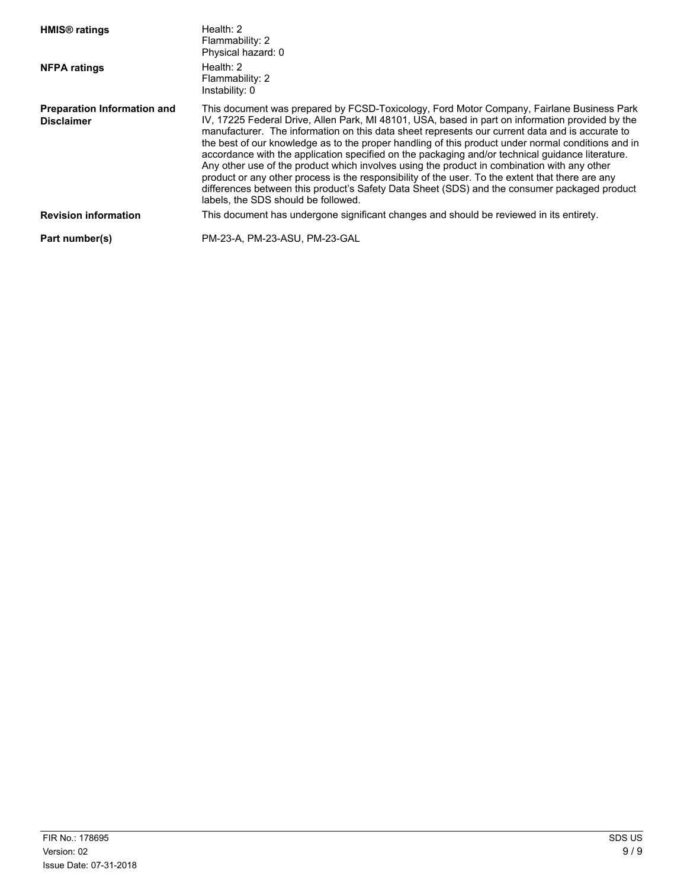**HMIS® ratings**
Health: 2
Flammability: 2
Physical hazard: 0

**NFPA ratings**
Health: 2
Flammability: 2
Instability: 0

**Preparation Information and Disclaimer**
This document was prepared by FCSD-Toxicology, Ford Motor Company, Fairlane Business Park IV, 17225 Federal Drive, Allen Park, MI 48101, USA, based in part on information provided by the manufacturer. The information on this data sheet represents our current data and is accurate to the best of our knowledge as to the proper handling of this product under normal conditions and in accordance with the application specified on the packaging and/or technical guidance literature. Any other use of the product which involves using the product in combination with any other product or any other process is the responsibility of the user. To the extent that there are any differences between this product's Safety Data Sheet (SDS) and the consumer packaged product labels, the SDS should be followed.

**Revision information**
This document has undergone significant changes and should be reviewed in its entirety.

**Part number(s)**
PM-23-A, PM-23-ASU, PM-23-GAL